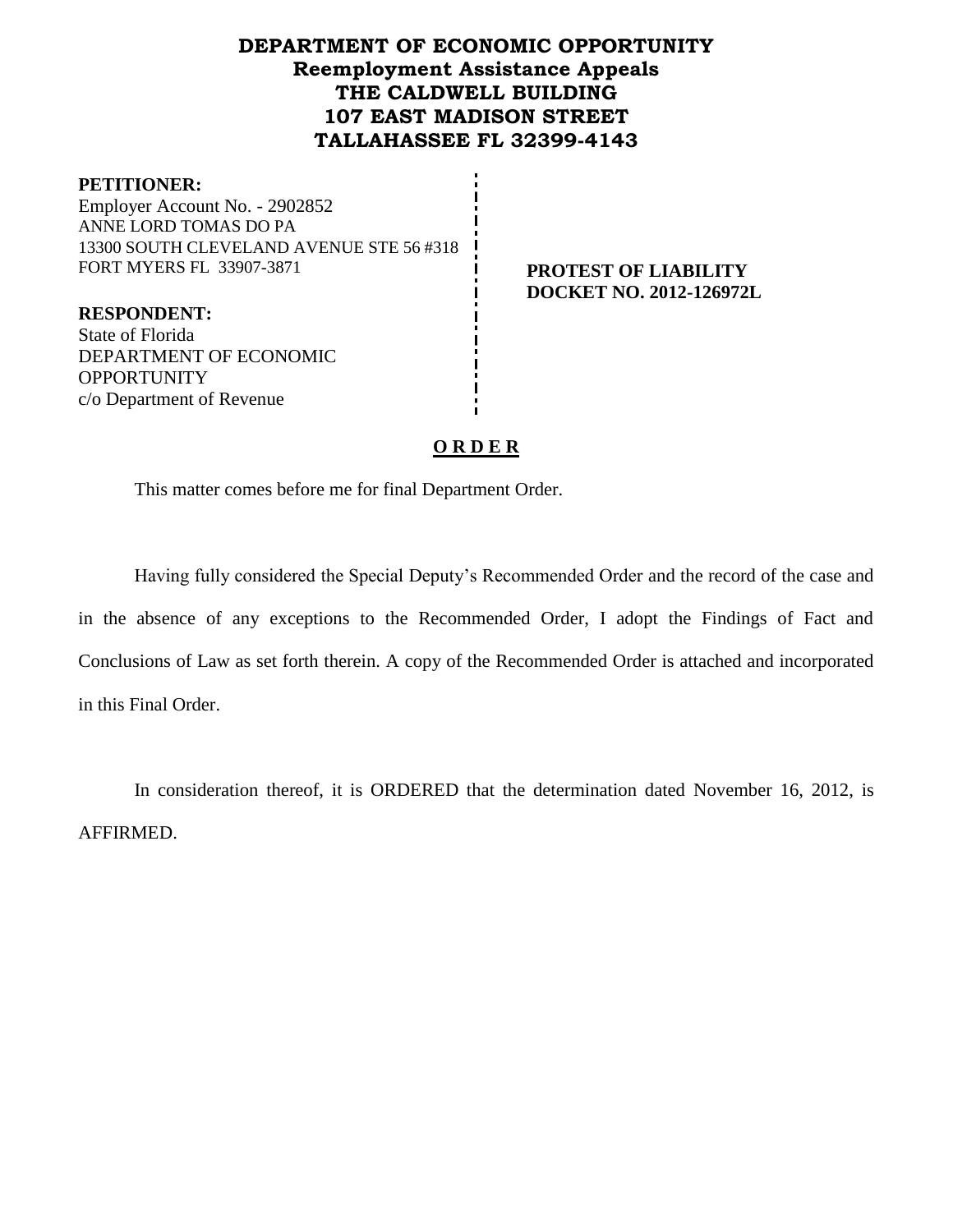# DEPARTMENT OF ECONOMIC OPPORTUNITY
## Reemployment Assistance Appeals
## THE CALDWELL BUILDING
## 107 EAST MADISON STREET
## TALLAHASSEE FL 32399-4143

**PETITIONER:**
Employer Account No. - 2902852
ANNE LORD TOMAS DO PA
13300 SOUTH CLEVELAND AVENUE STE 56 #318
FORT MYERS FL 33907-3871

**PROTEST OF LIABILITY**
**DOCKET NO. 2012-126972L**

**RESPONDENT:**
State of Florida
DEPARTMENT OF ECONOMIC OPPORTUNITY
c/o Department of Revenue

## O R D E R

This matter comes before me for final Department Order.

Having fully considered the Special Deputy's Recommended Order and the record of the case and in the absence of any exceptions to the Recommended Order, I adopt the Findings of Fact and Conclusions of Law as set forth therein. A copy of the Recommended Order is attached and incorporated in this Final Order.

In consideration thereof, it is ORDERED that the determination dated November 16, 2012, is AFFIRMED.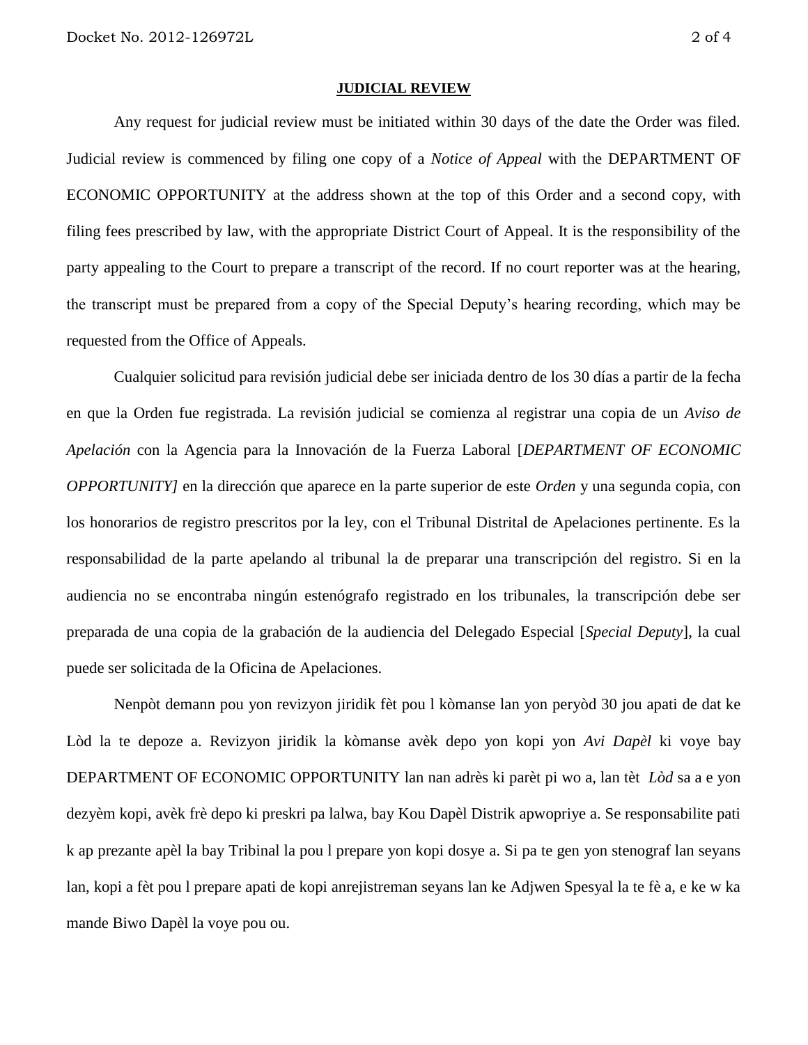**JUDICIAL REVIEW**

Any request for judicial review must be initiated within 30 days of the date the Order was filed. Judicial review is commenced by filing one copy of a *Notice of Appeal* with the DEPARTMENT OF ECONOMIC OPPORTUNITY at the address shown at the top of this Order and a second copy, with filing fees prescribed by law, with the appropriate District Court of Appeal. It is the responsibility of the party appealing to the Court to prepare a transcript of the record. If no court reporter was at the hearing, the transcript must be prepared from a copy of the Special Deputy's hearing recording, which may be requested from the Office of Appeals.

Cualquier solicitud para revisión judicial debe ser iniciada dentro de los 30 días a partir de la fecha en que la Orden fue registrada. La revisión judicial se comienza al registrar una copia de un *Aviso de Apelación* con la Agencia para la Innovación de la Fuerza Laboral [*DEPARTMENT OF ECONOMIC OPPORTUNITY]* en la dirección que aparece en la parte superior de este *Orden* y una segunda copia, con los honorarios de registro prescritos por la ley, con el Tribunal Distrital de Apelaciones pertinente. Es la responsabilidad de la parte apelando al tribunal la de preparar una transcripción del registro. Si en la audiencia no se encontraba ningún estenógrafo registrado en los tribunales, la transcripción debe ser preparada de una copia de la grabación de la audiencia del Delegado Especial [*Special Deputy*], la cual puede ser solicitada de la Oficina de Apelaciones.

Nenpòt demann pou yon revizyon jiridik fèt pou l kòmanse lan yon peryòd 30 jou apati de dat ke Lòd la te depoze a. Revizyon jiridik la kòmanse avèk depo yon kopi yon *Avi Dapèl* ki voye bay DEPARTMENT OF ECONOMIC OPPORTUNITY lan nan adrès ki parèt pi wo a, lan tèt *Lòd* sa a e yon dezyèm kopi, avèk frè depo ki preskri pa lalwa, bay Kou Dapèl Distrik apwopriye a. Se responsabilite pati k ap prezante apèl la bay Tribinal la pou l prepare yon kopi dosye a. Si pa te gen yon stenograf lan seyans lan, kopi a fèt pou l prepare apati de kopi anrejistreman seyans lan ke Adjwen Spesyal la te fè a, e ke w ka mande Biwo Dapèl la voye pou ou.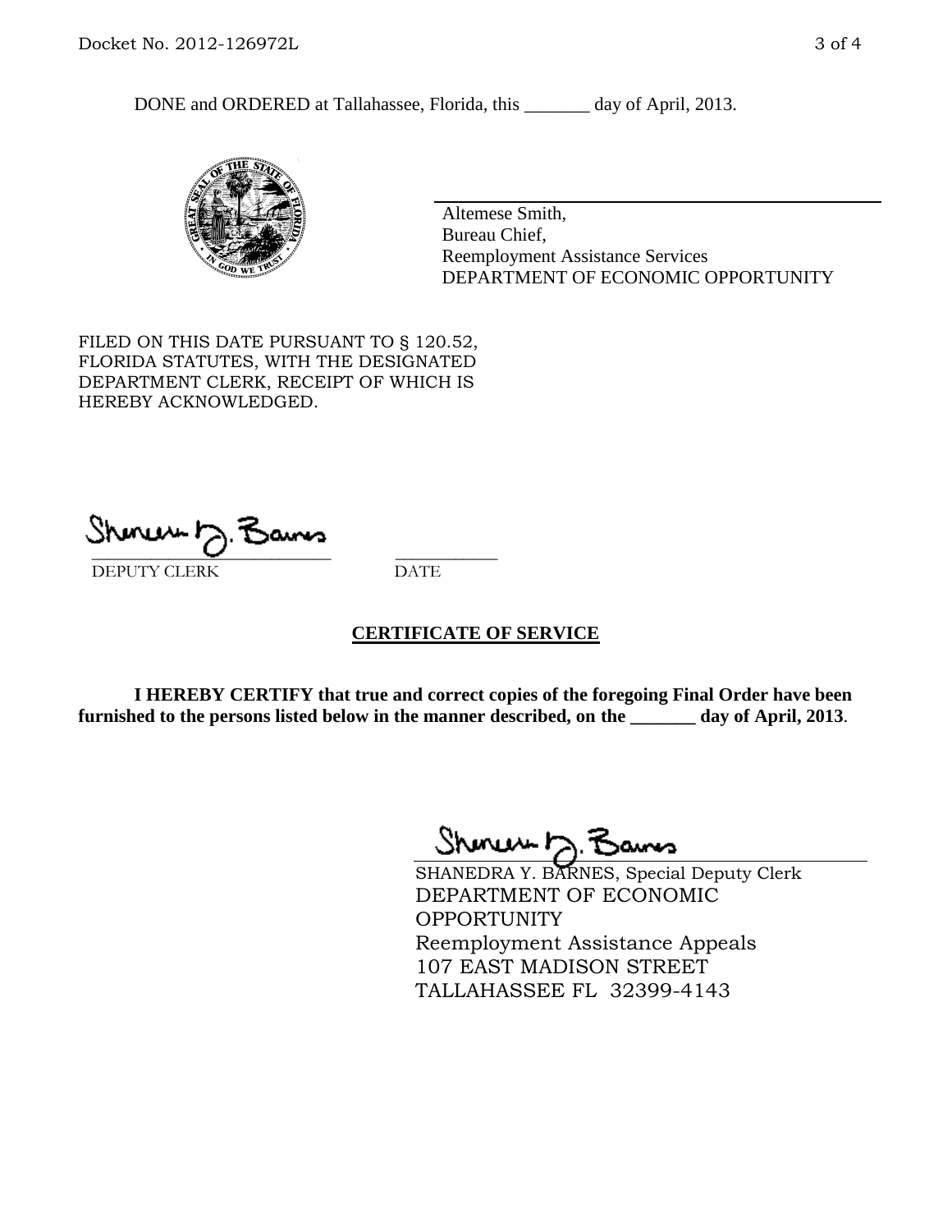DONE and ORDERED at Tallahassee, Florida, this _______ day of April, 2013.

Altemese Smith,
Bureau Chief,
Reemployment Assistance Services
DEPARTMENT OF ECONOMIC OPPORTUNITY

FILED ON THIS DATE PURSUANT TO § 120.52, FLORIDA STATUTES, WITH THE DESIGNATED DEPARTMENT CLERK, RECEIPT OF WHICH IS HEREBY ACKNOWLEDGED.

___________________________ ___________
DEPUTY CLERK DATE

**CERTIFICATE OF SERVICE**

**I HEREBY CERTIFY that true and correct copies of the foregoing Final Order have been furnished to the persons listed below in the manner described, on the _______ day of April, 2013**.

SHANEDRA Y. BARNES, Special Deputy Clerk
DEPARTMENT OF ECONOMIC OPPORTUNITY
Reemployment Assistance Appeals
107 EAST MADISON STREET
TALLAHASSEE FL 32399-4143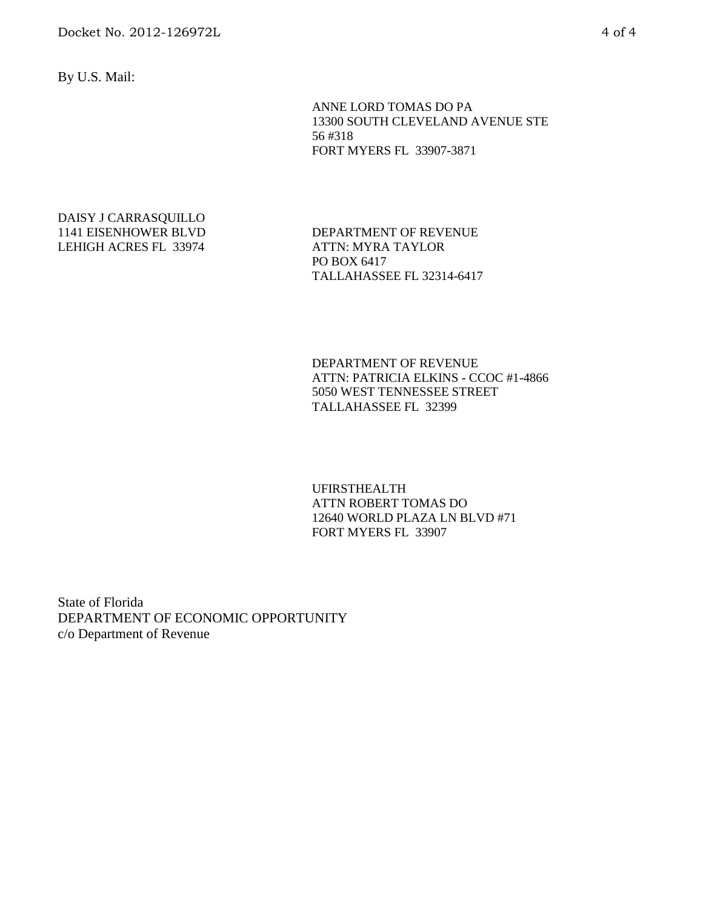By U.S. Mail:

ANNE LORD TOMAS DO PA
13300 SOUTH CLEVELAND AVENUE STE
56 #318
FORT MYERS FL 33907-3871

DAISY J CARRASQUILLO
1141 EISENHOWER BLVD
LEHIGH ACRES FL 33974

DEPARTMENT OF REVENUE
ATTN: MYRA TAYLOR
PO BOX 6417
TALLAHASSEE FL 32314-6417

DEPARTMENT OF REVENUE
ATTN: PATRICIA ELKINS - CCOC #1-4866
5050 WEST TENNESSEE STREET
TALLAHASSEE FL 32399

UFIRSTHEALTH
ATTN ROBERT TOMAS DO
12640 WORLD PLAZA LN BLVD #71
FORT MYERS FL 33907

State of Florida
DEPARTMENT OF ECONOMIC OPPORTUNITY
c/o Department of Revenue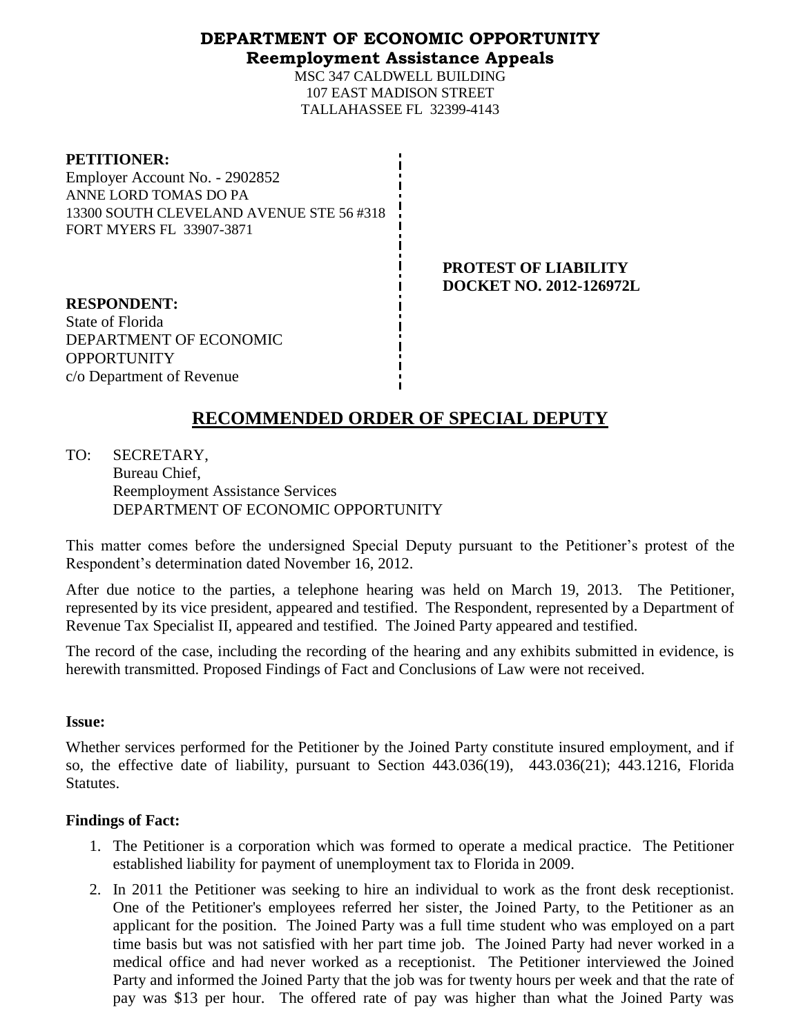# DEPARTMENT OF ECONOMIC OPPORTUNITY
## Reemployment Assistance Appeals

MSC 347 CALDWELL BUILDING
107 EAST MADISON STREET
TALLAHASSEE FL 32399-4143

**PETITIONER:**
Employer Account No. - 2902852
ANNE LORD TOMAS DO PA
13300 SOUTH CLEVELAND AVENUE STE 56 #318
FORT MYERS FL 33907-3871

**PROTEST OF LIABILITY**
**DOCKET NO. 2012-126972L**

**RESPONDENT:**
State of Florida
DEPARTMENT OF ECONOMIC OPPORTUNITY
c/o Department of Revenue

# RECOMMENDED ORDER OF SPECIAL DEPUTY

TO: SECRETARY,
Bureau Chief,
Reemployment Assistance Services
DEPARTMENT OF ECONOMIC OPPORTUNITY

This matter comes before the undersigned Special Deputy pursuant to the Petitioner's protest of the Respondent's determination dated November 16, 2012.

After due notice to the parties, a telephone hearing was held on March 19, 2013. The Petitioner, represented by its vice president, appeared and testified. The Respondent, represented by a Department of Revenue Tax Specialist II, appeared and testified. The Joined Party appeared and testified.

The record of the case, including the recording of the hearing and any exhibits submitted in evidence, is herewith transmitted. Proposed Findings of Fact and Conclusions of Law were not received.

**Issue:**

Whether services performed for the Petitioner by the Joined Party constitute insured employment, and if so, the effective date of liability, pursuant to Section 443.036(19), 443.036(21); 443.1216, Florida Statutes.

**Findings of Fact:**

1. The Petitioner is a corporation which was formed to operate a medical practice. The Petitioner established liability for payment of unemployment tax to Florida in 2009.
2. In 2011 the Petitioner was seeking to hire an individual to work as the front desk receptionist. One of the Petitioner's employees referred her sister, the Joined Party, to the Petitioner as an applicant for the position. The Joined Party was a full time student who was employed on a part time basis but was not satisfied with her part time job. The Joined Party had never worked in a medical office and had never worked as a receptionist. The Petitioner interviewed the Joined Party and informed the Joined Party that the job was for twenty hours per week and that the rate of pay was $13 per hour. The offered rate of pay was higher than what the Joined Party was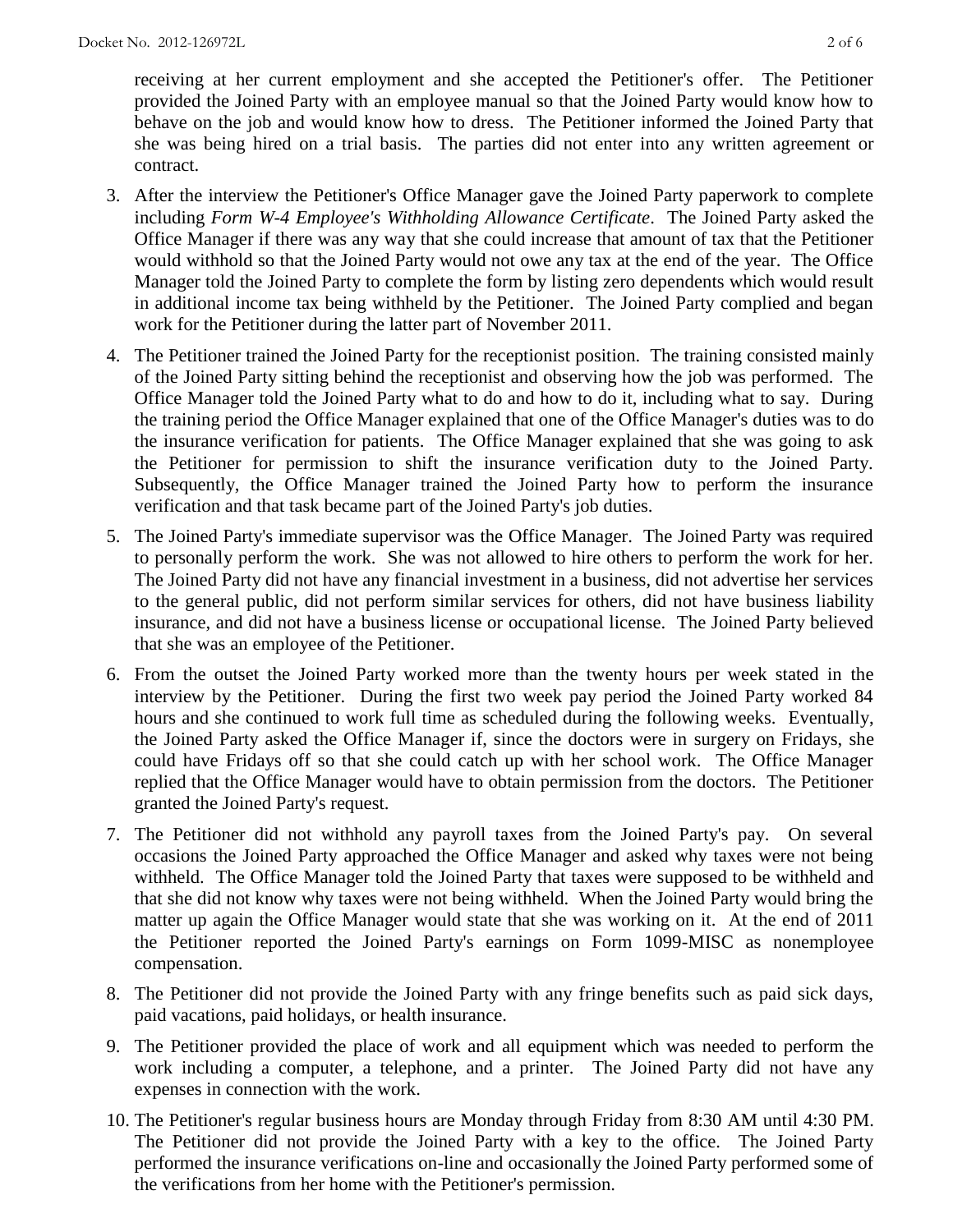receiving at her current employment and she accepted the Petitioner's offer. The Petitioner provided the Joined Party with an employee manual so that the Joined Party would know how to behave on the job and would know how to dress. The Petitioner informed the Joined Party that she was being hired on a trial basis. The parties did not enter into any written agreement or contract.

3. After the interview the Petitioner's Office Manager gave the Joined Party paperwork to complete including *Form W-4 Employee's Withholding Allowance Certificate*. The Joined Party asked the Office Manager if there was any way that she could increase that amount of tax that the Petitioner would withhold so that the Joined Party would not owe any tax at the end of the year. The Office Manager told the Joined Party to complete the form by listing zero dependents which would result in additional income tax being withheld by the Petitioner. The Joined Party complied and began work for the Petitioner during the latter part of November 2011.

4. The Petitioner trained the Joined Party for the receptionist position. The training consisted mainly of the Joined Party sitting behind the receptionist and observing how the job was performed. The Office Manager told the Joined Party what to do and how to do it, including what to say. During the training period the Office Manager explained that one of the Office Manager's duties was to do the insurance verification for patients. The Office Manager explained that she was going to ask the Petitioner for permission to shift the insurance verification duty to the Joined Party. Subsequently, the Office Manager trained the Joined Party how to perform the insurance verification and that task became part of the Joined Party's job duties.

5. The Joined Party's immediate supervisor was the Office Manager. The Joined Party was required to personally perform the work. She was not allowed to hire others to perform the work for her. The Joined Party did not have any financial investment in a business, did not advertise her services to the general public, did not perform similar services for others, did not have business liability insurance, and did not have a business license or occupational license. The Joined Party believed that she was an employee of the Petitioner.

6. From the outset the Joined Party worked more than the twenty hours per week stated in the interview by the Petitioner. During the first two week pay period the Joined Party worked 84 hours and she continued to work full time as scheduled during the following weeks. Eventually, the Joined Party asked the Office Manager if, since the doctors were in surgery on Fridays, she could have Fridays off so that she could catch up with her school work. The Office Manager replied that the Office Manager would have to obtain permission from the doctors. The Petitioner granted the Joined Party's request.

7. The Petitioner did not withhold any payroll taxes from the Joined Party's pay. On several occasions the Joined Party approached the Office Manager and asked why taxes were not being withheld. The Office Manager told the Joined Party that taxes were supposed to be withheld and that she did not know why taxes were not being withheld. When the Joined Party would bring the matter up again the Office Manager would state that she was working on it. At the end of 2011 the Petitioner reported the Joined Party's earnings on Form 1099-MISC as nonemployee compensation.

8. The Petitioner did not provide the Joined Party with any fringe benefits such as paid sick days, paid vacations, paid holidays, or health insurance.

9. The Petitioner provided the place of work and all equipment which was needed to perform the work including a computer, a telephone, and a printer. The Joined Party did not have any expenses in connection with the work.

10. The Petitioner's regular business hours are Monday through Friday from 8:30 AM until 4:30 PM. The Petitioner did not provide the Joined Party with a key to the office. The Joined Party performed the insurance verifications on-line and occasionally the Joined Party performed some of the verifications from her home with the Petitioner's permission.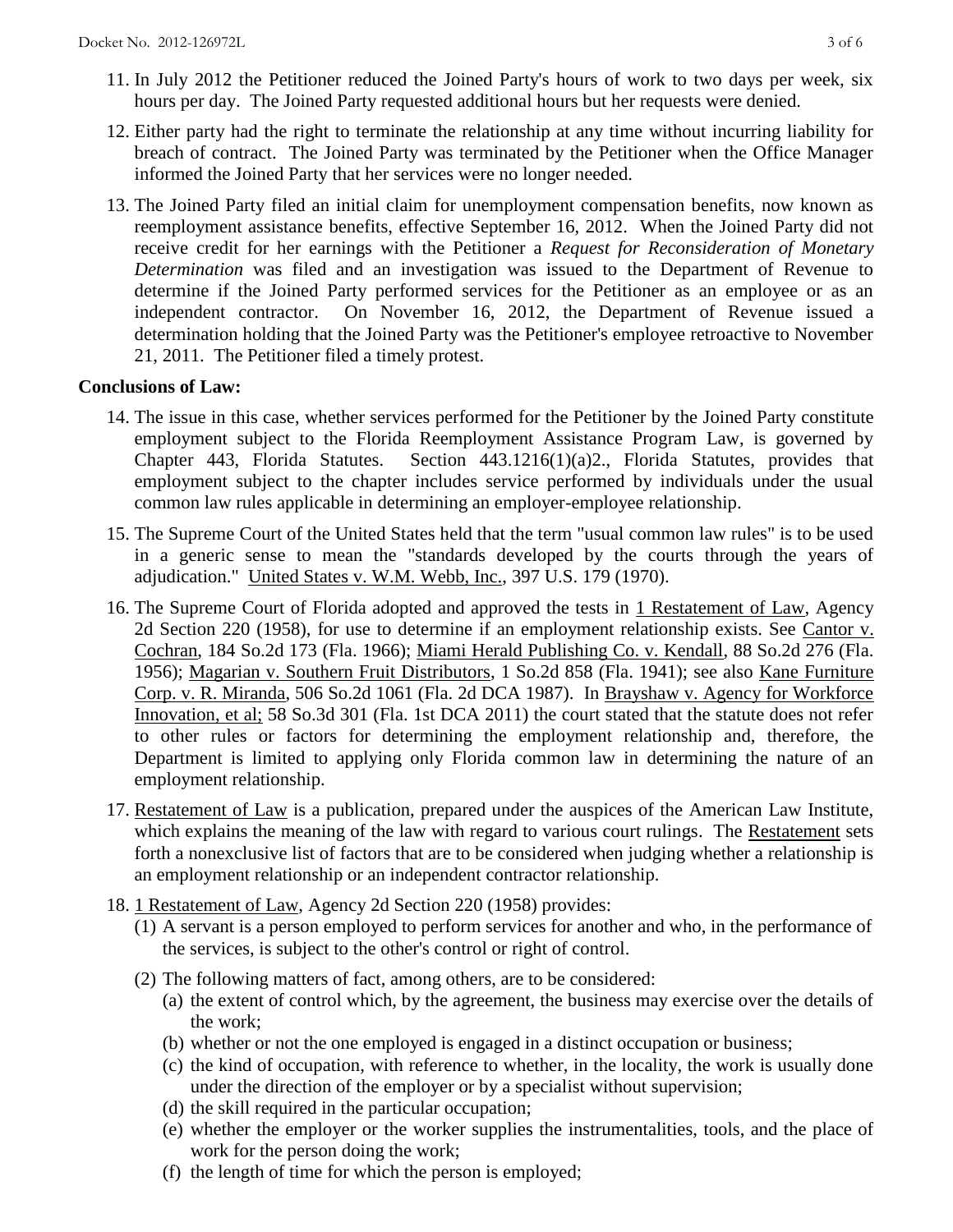11. In July 2012 the Petitioner reduced the Joined Party's hours of work to two days per week, six hours per day. The Joined Party requested additional hours but her requests were denied.

12. Either party had the right to terminate the relationship at any time without incurring liability for breach of contract. The Joined Party was terminated by the Petitioner when the Office Manager informed the Joined Party that her services were no longer needed.

13. The Joined Party filed an initial claim for unemployment compensation benefits, now known as reemployment assistance benefits, effective September 16, 2012. When the Joined Party did not receive credit for her earnings with the Petitioner a *Request for Reconsideration of Monetary Determination* was filed and an investigation was issued to the Department of Revenue to determine if the Joined Party performed services for the Petitioner as an employee or as an independent contractor. On November 16, 2012, the Department of Revenue issued a determination holding that the Joined Party was the Petitioner's employee retroactive to November 21, 2011. The Petitioner filed a timely protest.

**Conclusions of Law:**

14. The issue in this case, whether services performed for the Petitioner by the Joined Party constitute employment subject to the Florida Reemployment Assistance Program Law, is governed by Chapter 443, Florida Statutes. Section 443.1216(1)(a)2., Florida Statutes, provides that employment subject to the chapter includes service performed by individuals under the usual common law rules applicable in determining an employer-employee relationship.

15. The Supreme Court of the United States held that the term "usual common law rules" is to be used in a generic sense to mean the "standards developed by the courts through the years of adjudication." United States v. W.M. Webb, Inc., 397 U.S. 179 (1970).

16. The Supreme Court of Florida adopted and approved the tests in 1 Restatement of Law, Agency 2d Section 220 (1958), for use to determine if an employment relationship exists. See Cantor v. Cochran, 184 So.2d 173 (Fla. 1966); Miami Herald Publishing Co. v. Kendall, 88 So.2d 276 (Fla. 1956); Magarian v. Southern Fruit Distributors, 1 So.2d 858 (Fla. 1941); see also Kane Furniture Corp. v. R. Miranda, 506 So.2d 1061 (Fla. 2d DCA 1987). In Brayshaw v. Agency for Workforce Innovation, et al; 58 So.3d 301 (Fla. 1st DCA 2011) the court stated that the statute does not refer to other rules or factors for determining the employment relationship and, therefore, the Department is limited to applying only Florida common law in determining the nature of an employment relationship.

17. Restatement of Law is a publication, prepared under the auspices of the American Law Institute, which explains the meaning of the law with regard to various court rulings. The Restatement sets forth a nonexclusive list of factors that are to be considered when judging whether a relationship is an employment relationship or an independent contractor relationship.

18. 1 Restatement of Law, Agency 2d Section 220 (1958) provides:
    (1) A servant is a person employed to perform services for another and who, in the performance of the services, is subject to the other's control or right of control.
    (2) The following matters of fact, among others, are to be considered:
        (a) the extent of control which, by the agreement, the business may exercise over the details of the work;
        (b) whether or not the one employed is engaged in a distinct occupation or business;
        (c) the kind of occupation, with reference to whether, in the locality, the work is usually done under the direction of the employer or by a specialist without supervision;
        (d) the skill required in the particular occupation;
        (e) whether the employer or the worker supplies the instrumentalities, tools, and the place of work for the person doing the work;
        (f) the length of time for which the person is employed;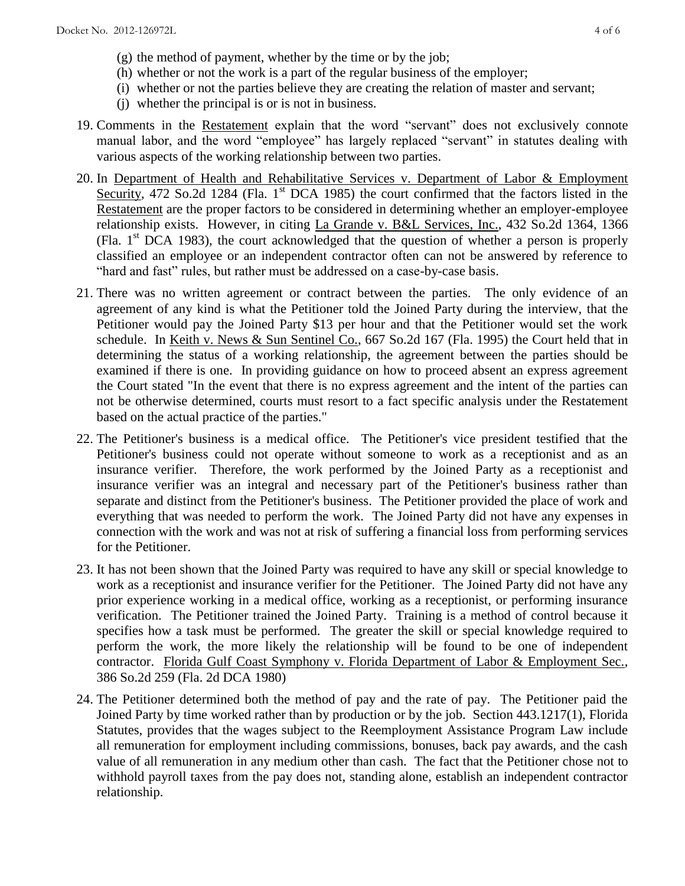(g) the method of payment, whether by the time or by the job;
(h) whether or not the work is a part of the regular business of the employer;
(i) whether or not the parties believe they are creating the relation of master and servant;
(j) whether the principal is or is not in business.

19. Comments in the Restatement explain that the word "servant" does not exclusively connote manual labor, and the word "employee" has largely replaced "servant" in statutes dealing with various aspects of the working relationship between two parties.

20. In Department of Health and Rehabilitative Services v. Department of Labor & Employment Security, 472 So.2d 1284 (Fla. 1st DCA 1985) the court confirmed that the factors listed in the Restatement are the proper factors to be considered in determining whether an employer-employee relationship exists. However, in citing La Grande v. B&L Services, Inc., 432 So.2d 1364, 1366 (Fla. 1st DCA 1983), the court acknowledged that the question of whether a person is properly classified an employee or an independent contractor often can not be answered by reference to "hard and fast" rules, but rather must be addressed on a case-by-case basis.

21. There was no written agreement or contract between the parties. The only evidence of an agreement of any kind is what the Petitioner told the Joined Party during the interview, that the Petitioner would pay the Joined Party $13 per hour and that the Petitioner would set the work schedule. In Keith v. News & Sun Sentinel Co., 667 So.2d 167 (Fla. 1995) the Court held that in determining the status of a working relationship, the agreement between the parties should be examined if there is one. In providing guidance on how to proceed absent an express agreement the Court stated "In the event that there is no express agreement and the intent of the parties can not be otherwise determined, courts must resort to a fact specific analysis under the Restatement based on the actual practice of the parties."

22. The Petitioner's business is a medical office. The Petitioner's vice president testified that the Petitioner's business could not operate without someone to work as a receptionist and as an insurance verifier. Therefore, the work performed by the Joined Party as a receptionist and insurance verifier was an integral and necessary part of the Petitioner's business rather than separate and distinct from the Petitioner's business. The Petitioner provided the place of work and everything that was needed to perform the work. The Joined Party did not have any expenses in connection with the work and was not at risk of suffering a financial loss from performing services for the Petitioner.

23. It has not been shown that the Joined Party was required to have any skill or special knowledge to work as a receptionist and insurance verifier for the Petitioner. The Joined Party did not have any prior experience working in a medical office, working as a receptionist, or performing insurance verification. The Petitioner trained the Joined Party. Training is a method of control because it specifies how a task must be performed. The greater the skill or special knowledge required to perform the work, the more likely the relationship will be found to be one of independent contractor. Florida Gulf Coast Symphony v. Florida Department of Labor & Employment Sec., 386 So.2d 259 (Fla. 2d DCA 1980)

24. The Petitioner determined both the method of pay and the rate of pay. The Petitioner paid the Joined Party by time worked rather than by production or by the job. Section 443.1217(1), Florida Statutes, provides that the wages subject to the Reemployment Assistance Program Law include all remuneration for employment including commissions, bonuses, back pay awards, and the cash value of all remuneration in any medium other than cash. The fact that the Petitioner chose not to withhold payroll taxes from the pay does not, standing alone, establish an independent contractor relationship.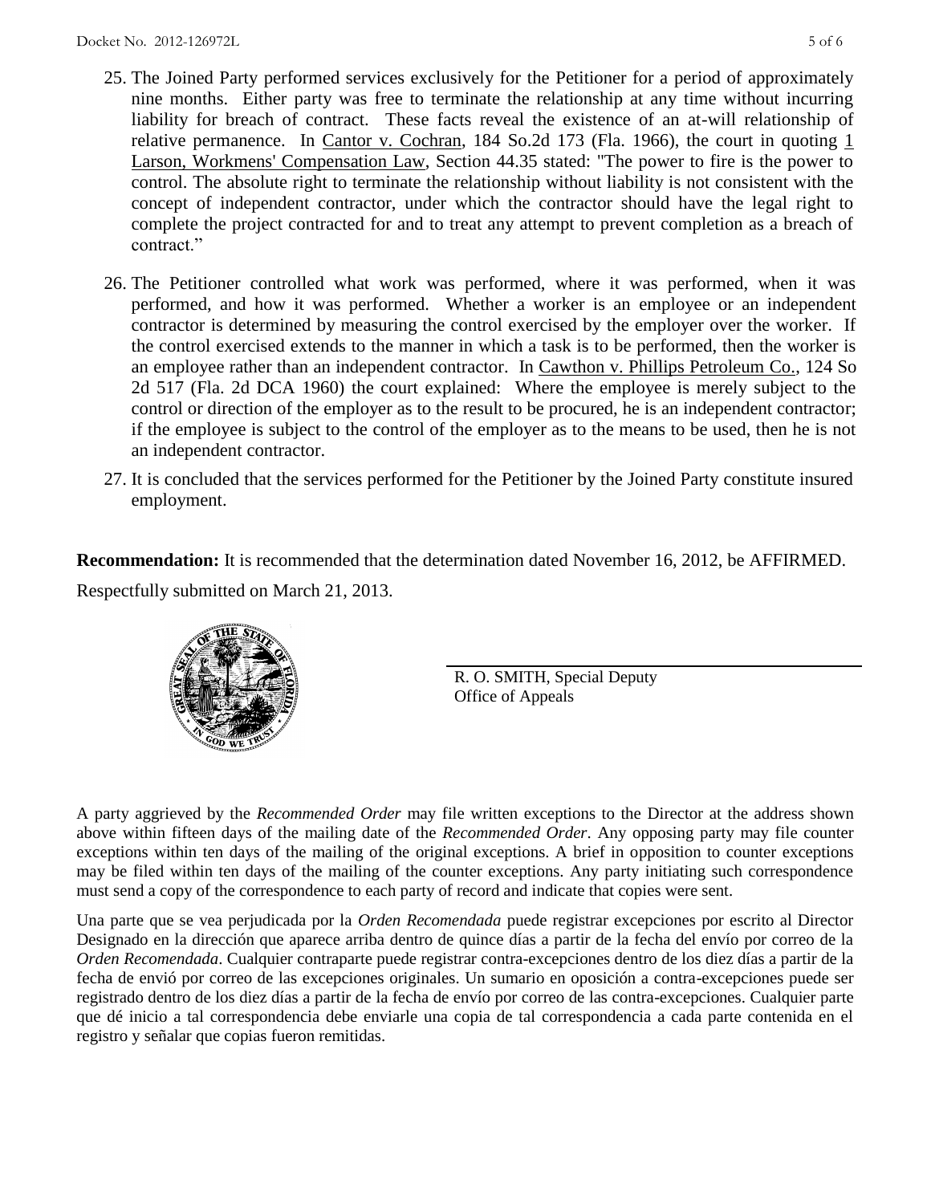25. The Joined Party performed services exclusively for the Petitioner for a period of approximately nine months. Either party was free to terminate the relationship at any time without incurring liability for breach of contract. These facts reveal the existence of an at-will relationship of relative permanence. In Cantor v. Cochran, 184 So.2d 173 (Fla. 1966), the court in quoting 1 Larson, Workmens' Compensation Law, Section 44.35 stated: "The power to fire is the power to control. The absolute right to terminate the relationship without liability is not consistent with the concept of independent contractor, under which the contractor should have the legal right to complete the project contracted for and to treat any attempt to prevent completion as a breach of contract."

26. The Petitioner controlled what work was performed, where it was performed, when it was performed, and how it was performed. Whether a worker is an employee or an independent contractor is determined by measuring the control exercised by the employer over the worker. If the control exercised extends to the manner in which a task is to be performed, then the worker is an employee rather than an independent contractor. In Cawthon v. Phillips Petroleum Co., 124 So 2d 517 (Fla. 2d DCA 1960) the court explained: Where the employee is merely subject to the control or direction of the employer as to the result to be procured, he is an independent contractor; if the employee is subject to the control of the employer as to the means to be used, then he is not an independent contractor.

27. It is concluded that the services performed for the Petitioner by the Joined Party constitute insured employment.

**Recommendation:** It is recommended that the determination dated November 16, 2012, be AFFIRMED.

Respectfully submitted on March 21, 2013.

R. O. SMITH, Special Deputy
Office of Appeals

A party aggrieved by the *Recommended Order* may file written exceptions to the Director at the address shown above within fifteen days of the mailing date of the *Recommended Order*. Any opposing party may file counter exceptions within ten days of the mailing of the original exceptions. A brief in opposition to counter exceptions may be filed within ten days of the mailing of the counter exceptions. Any party initiating such correspondence must send a copy of the correspondence to each party of record and indicate that copies were sent.

Una parte que se vea perjudicada por la *Orden Recomendada* puede registrar excepciones por escrito al Director Designado en la dirección que aparece arriba dentro de quince días a partir de la fecha del envío por correo de la *Orden Recomendada*. Cualquier contraparte puede registrar contra-excepciones dentro de los diez días a partir de la fecha de envió por correo de las excepciones originales. Un sumario en oposición a contra-excepciones puede ser registrado dentro de los diez días a partir de la fecha de envío por correo de las contra-excepciones. Cualquier parte que dé inicio a tal correspondencia debe enviarle una copia de tal correspondencia a cada parte contenida en el registro y señalar que copias fueron remitidas.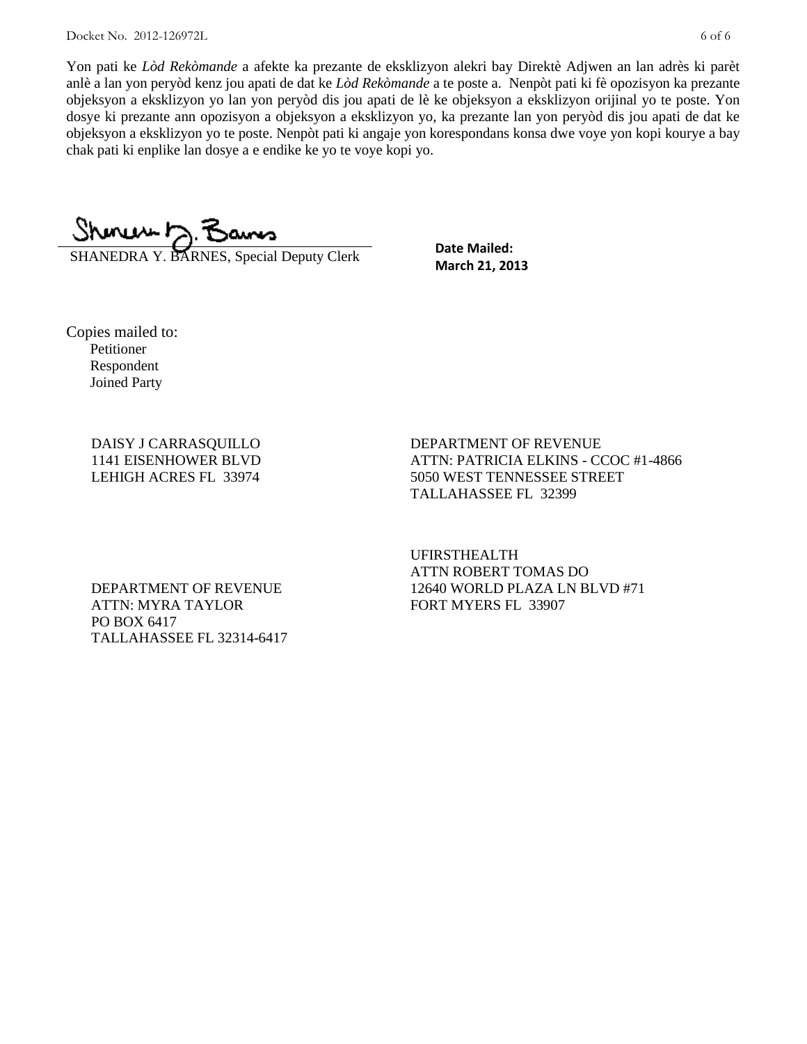Yon pati ke *Lòd Rekòmande* a afekte ka prezante de eksklizyon alekri bay Direktè Adjwen an lan adrès ki parèt anlè a lan yon peryòd kenz jou apati de dat ke *Lòd Rekòmande* a te poste a. Nenpòt pati ki fè opozisyon ka prezante objeksyon a eksklizyon yo lan yon peryòd dis jou apati de lè ke objeksyon a eksklizyon orijinal yo te poste. Yon dosye ki prezante ann opozisyon a objeksyon a eksklizyon yo, ka prezante lan yon peryòd dis jou apati de dat ke objeksyon a eksklizyon yo te poste. Nenpòt pati ki angaje yon korespondans konsa dwe voye yon kopi kourye a bay chak pati ki enplike lan dosye a e endike ke yo te voye kopi yo.

SHANEDRA Y. BARNES, Special Deputy Clerk

**Date Mailed:**
**March 21, 2013**

Copies mailed to:
Petitioner
Respondent
Joined Party

DAISY J CARRASQUILLO
1141 EISENHOWER BLVD
LEHIGH ACRES FL 33974

DEPARTMENT OF REVENUE
ATTN: PATRICIA ELKINS - CCOC #1-4866
5050 WEST TENNESSEE STREET
TALLAHASSEE FL 32399

UFIRSTHEALTH
ATTN ROBERT TOMAS DO
12640 WORLD PLAZA LN BLVD #71
FORT MYERS FL 33907

DEPARTMENT OF REVENUE
ATTN: MYRA TAYLOR
PO BOX 6417
TALLAHASSEE FL 32314-6417